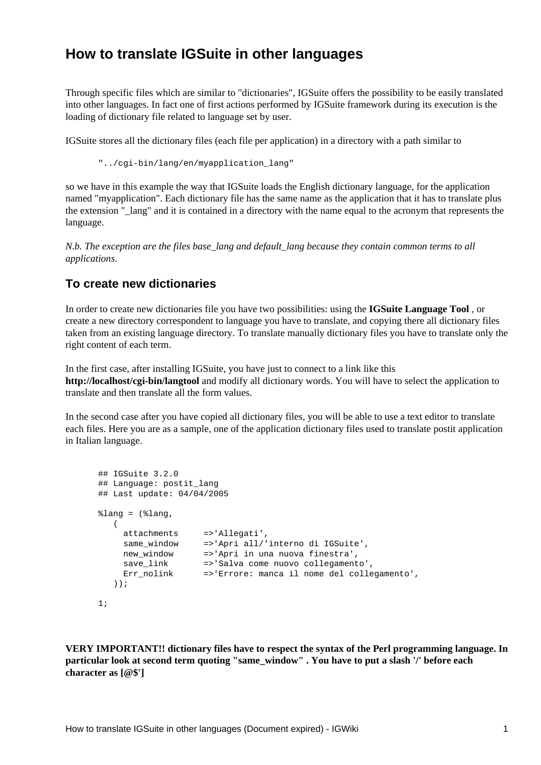# How to translate IGSuite in other languages

Through specific files which are similar to "dictionaries", IGSuite offers the possibility to be easily translated into other languages. In fact one of first actions performed by IGSuite framework during its execution is the loading of dictionary file related to language set by user.

IGSuite stores all the dictionary files (each file per application) in a directory with a path similar to

```
"../cgi-bin/lang/en/myapplication_lang"
```

so we have in this example the way that IGSuite loads the English dictionary language, for the application named "myapplication". Each dictionary file has the same name as the application that it has to translate plus the extension "_lang" and it is contained in a directory with the name equal to the acronym that represents the language.

*N.b. The exception are the files base_lang and default_lang because they contain common terms to all applications.*

## To create new dictionaries

In order to create new dictionaries file you have two possibilities: using the **IGSuite Language Tool** , or create a new directory correspondent to language you have to translate, and copying there all dictionary files taken from an existing language directory. To translate manually dictionary files you have to translate only the right content of each term.

In the first case, after installing IGSuite, you have just to connect to a link like this **http://localhost/cgi-bin/langtool** and modify all dictionary words. You will have to select the application to translate and then translate all the form values.

In the second case after you have copied all dictionary files, you will be able to use a text editor to translate each files. Here you are as a sample, one of the application dictionary files used to translate postit application in Italian language.

```
## IGSuite 3.2.0
## Language: postit_lang
## Last update: 04/04/2005

%lang = (%lang,
   (
     attachments     =>'Allegati',
     same_window     =>'Apri all/'interno di IGSuite',
     new_window      =>'Apri in una nuova finestra',
     save_link       =>'Salva come nuovo collegamento',
     Err_nolink      =>'Errore: manca il nome del collegamento',
   ));

1;
```

**VERY IMPORTANT!! dictionary files have to respect the syntax of the Perl programming language. In particular look at second term quoting "same_window" . You have to put a slash '/' before each character as [@$']**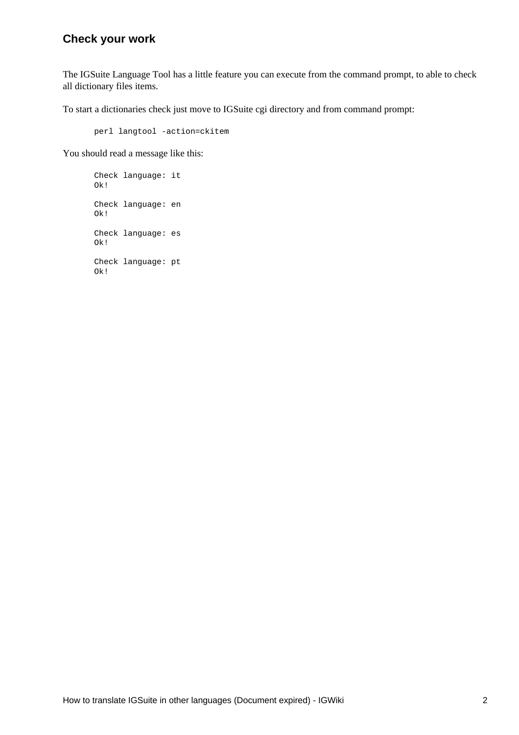## Check your work

The IGSuite Language Tool has a little feature you can execute from the command prompt, to able to check all dictionary files items.

To start a dictionaries check just move to IGSuite cgi directory and from command prompt:

```
perl langtool -action=ckitem
```

You should read a message like this:

```
Check language: it
Ok!

Check language: en
Ok!

Check language: es
Ok!

Check language: pt
Ok!
```